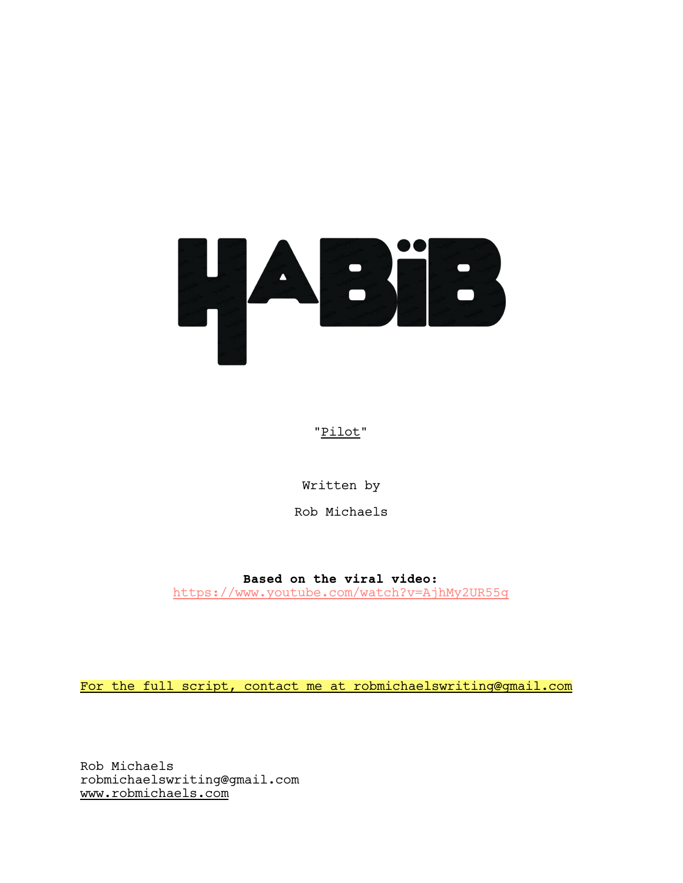# HABïB

"Pilot"

Written by

Rob Michaels

**Based on the viral video:**
https://www.youtube.com/watch?v=AjhMy2UR55g

For the full script, contact me at robmichaelswriting@gmail.com

Rob Michaels
robmichaelswriting@gmail.com
www.robmichaels.com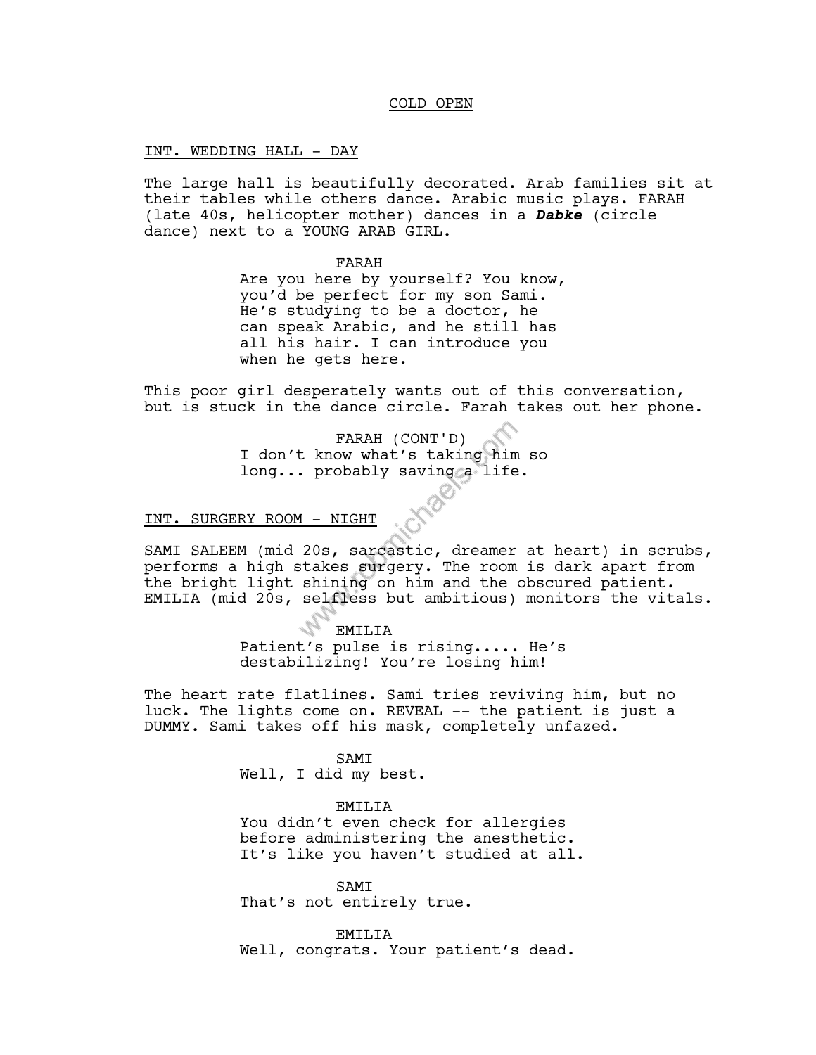COLD OPEN

INT. WEDDING HALL - DAY

The large hall is beautifully decorated. Arab families sit at their tables while others dance. Arabic music plays. FARAH (late 40s, helicopter mother) dances in a ***Dabke*** (circle dance) next to a YOUNG ARAB GIRL.

FARAH
Are you here by yourself? You know, you'd be perfect for my son Sami. He's studying to be a doctor, he can speak Arabic, and he still has all his hair. I can introduce you when he gets here.

This poor girl desperately wants out of this conversation, but is stuck in the dance circle. Farah takes out her phone.

FARAH (CONT'D)
I don't know what's taking him so long... probably saving a life.

INT. SURGERY ROOM - NIGHT

SAMI SALEEM (mid 20s, sarcastic, dreamer at heart) in scrubs, performs a high stakes surgery. The room is dark apart from the bright light shining on him and the obscured patient. EMILIA (mid 20s, selfless but ambitious) monitors the vitals.

EMILIA
Patient's pulse is rising..... He's destabilizing! You're losing him!

The heart rate flatlines. Sami tries reviving him, but no luck. The lights come on. REVEAL -- the patient is just a DUMMY. Sami takes off his mask, completely unfazed.

SAMI
Well, I did my best.

EMILIA
You didn't even check for allergies before administering the anesthetic. It's like you haven't studied at all.

SAMI
That's not entirely true.

EMILIA
Well, congrats. Your patient's dead.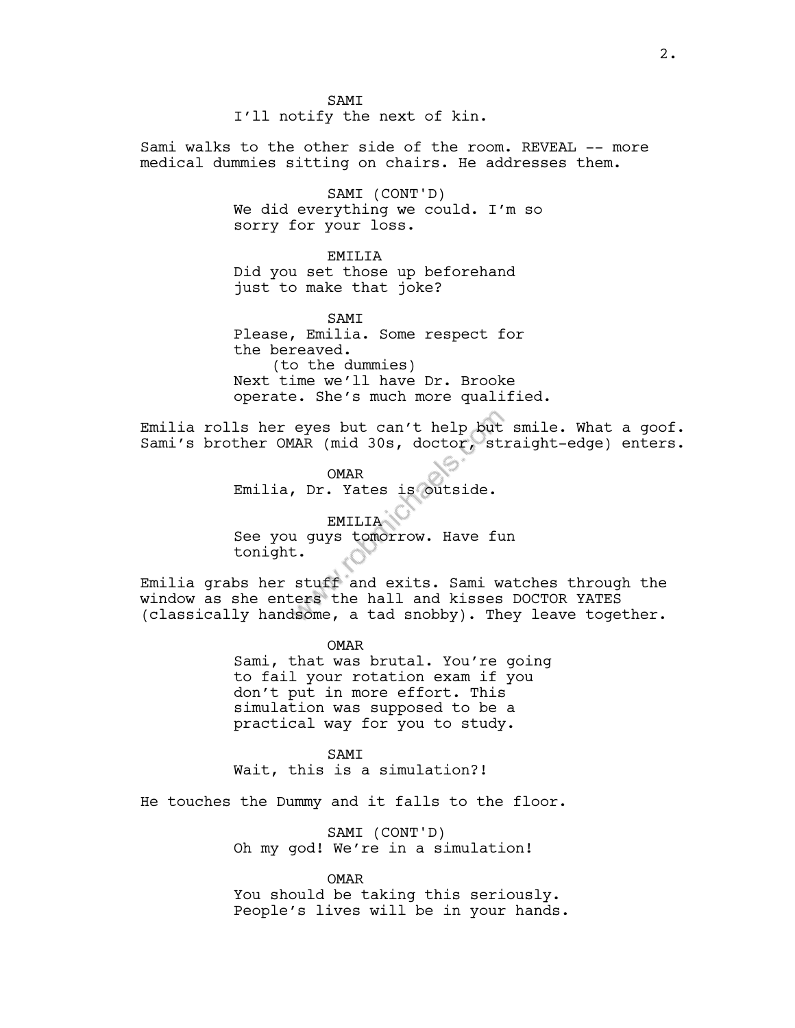SAMI
I'll notify the next of kin.

Sami walks to the other side of the room. REVEAL -- more medical dummies sitting on chairs. He addresses them.

SAMI (CONT'D)
We did everything we could. I'm so sorry for your loss.

EMILIA
Did you set those up beforehand just to make that joke?

SAMI
Please, Emilia. Some respect for the bereaved.
(to the dummies)
Next time we'll have Dr. Brooke operate. She's much more qualified.

Emilia rolls her eyes but can't help but smile. What a goof. Sami's brother OMAR (mid 30s, doctor, straight-edge) enters.

OMAR
Emilia, Dr. Yates is outside.

EMILIA
See you guys tomorrow. Have fun tonight.

Emilia grabs her stuff and exits. Sami watches through the window as she enters the hall and kisses DOCTOR YATES (classically handsome, a tad snobby). They leave together.

OMAR
Sami, that was brutal. You're going to fail your rotation exam if you don't put in more effort. This simulation was supposed to be a practical way for you to study.

SAMI
Wait, this is a simulation?!

He touches the Dummy and it falls to the floor.

SAMI (CONT'D)
Oh my god! We're in a simulation!

OMAR
You should be taking this seriously. People's lives will be in your hands.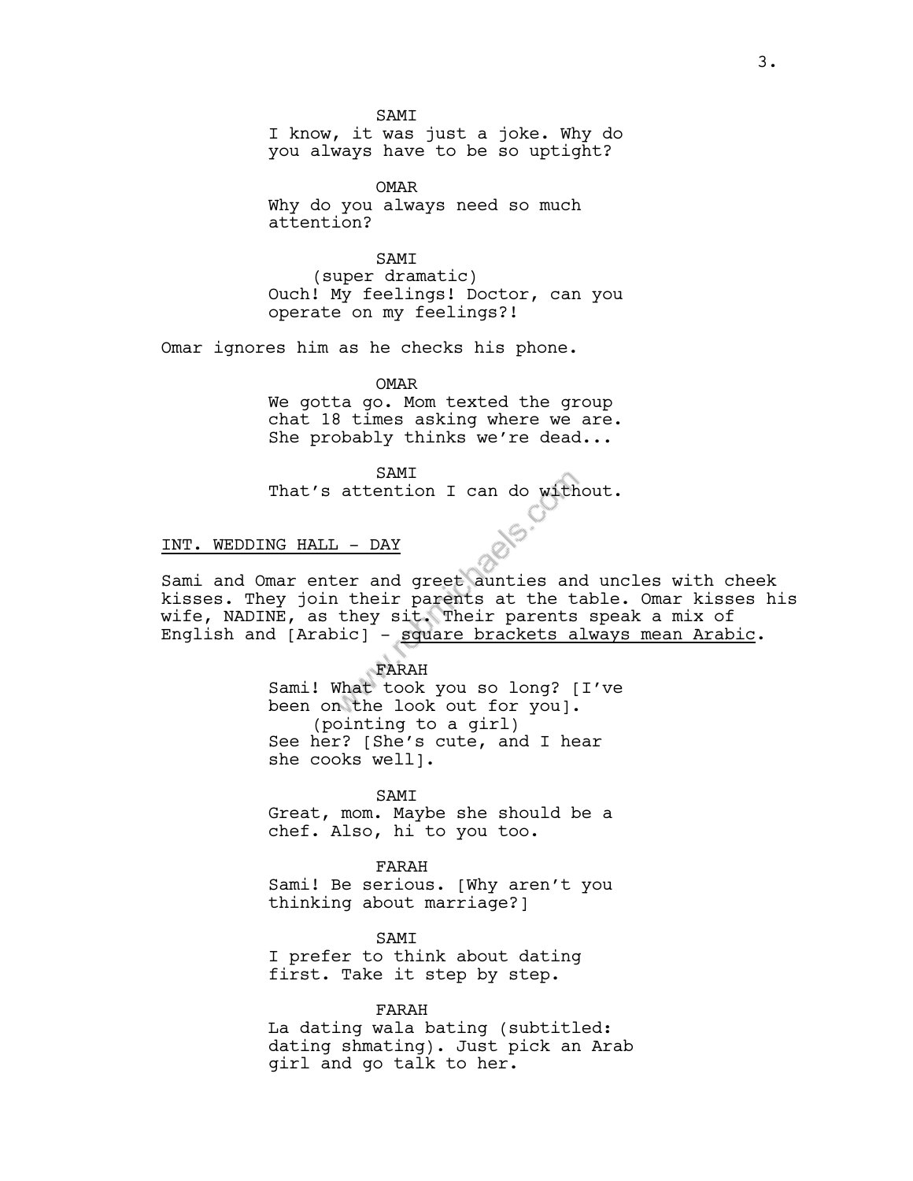SAMI
I know, it was just a joke. Why do you always have to be so uptight?

OMAR
Why do you always need so much attention?

SAMI
(super dramatic)
Ouch! My feelings! Doctor, can you operate on my feelings?!

Omar ignores him as he checks his phone.

OMAR
We gotta go. Mom texted the group chat 18 times asking where we are. She probably thinks we're dead...

SAMI
That's attention I can do without.

INT. WEDDING HALL - DAY

Sami and Omar enter and greet aunties and uncles with cheek kisses. They join their parents at the table. Omar kisses his wife, NADINE, as they sit. Their parents speak a mix of English and [Arabic] - square brackets always mean Arabic.

FARAH
Sami! What took you so long? [I've been on the look out for you].
(pointing to a girl)
See her? [She's cute, and I hear she cooks well].

SAMI
Great, mom. Maybe she should be a chef. Also, hi to you too.

FARAH
Sami! Be serious. [Why aren't you thinking about marriage?]

SAMI
I prefer to think about dating first. Take it step by step.

FARAH
La dating wala bating (subtitled: dating shmating). Just pick an Arab girl and go talk to her.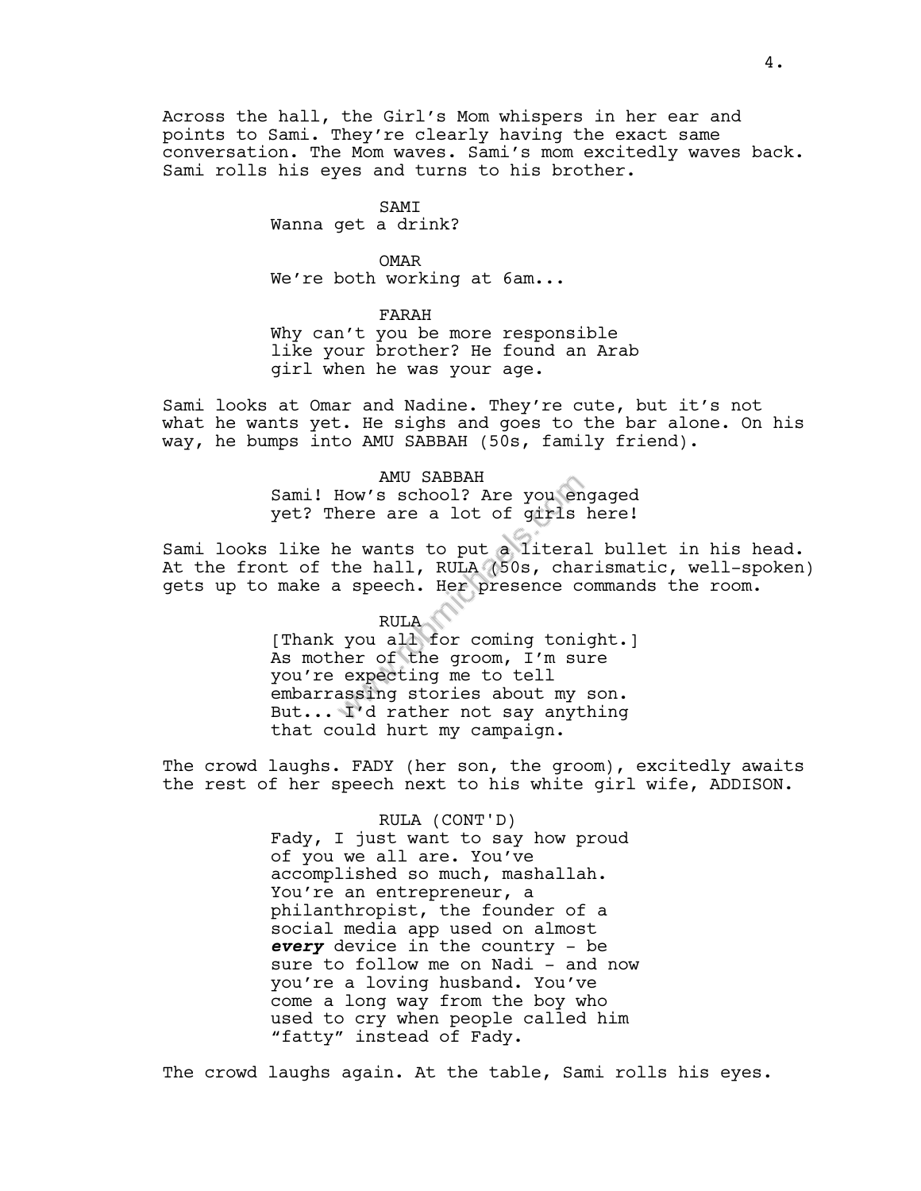Across the hall, the Girl's Mom whispers in her ear and points to Sami. They're clearly having the exact same conversation. The Mom waves. Sami's mom excitedly waves back. Sami rolls his eyes and turns to his brother.

SAMI
Wanna get a drink?

OMAR
We're both working at 6am...

FARAH
Why can't you be more responsible like your brother? He found an Arab girl when he was your age.

Sami looks at Omar and Nadine. They're cute, but it's not what he wants yet. He sighs and goes to the bar alone. On his way, he bumps into AMU SABBAH (50s, family friend).

AMU SABBAH
Sami! How's school? Are you engaged yet? There are a lot of girls here!

Sami looks like he wants to put a literal bullet in his head. At the front of the hall, RULA (50s, charismatic, well-spoken) gets up to make a speech. Her presence commands the room.

RULA
[Thank you all for coming tonight.] As mother of the groom, I'm sure you're expecting me to tell embarrassing stories about my son. But... I'd rather not say anything that could hurt my campaign.

The crowd laughs. FADY (her son, the groom), excitedly awaits the rest of her speech next to his white girl wife, ADDISON.

RULA (CONT'D)
Fady, I just want to say how proud of you we all are. You've accomplished so much, mashallah. You're an entrepreneur, a philanthropist, the founder of a social media app used on almost ***every*** device in the country - be sure to follow me on Nadi - and now you're a loving husband. You've come a long way from the boy who used to cry when people called him "fatty" instead of Fady.

The crowd laughs again. At the table, Sami rolls his eyes.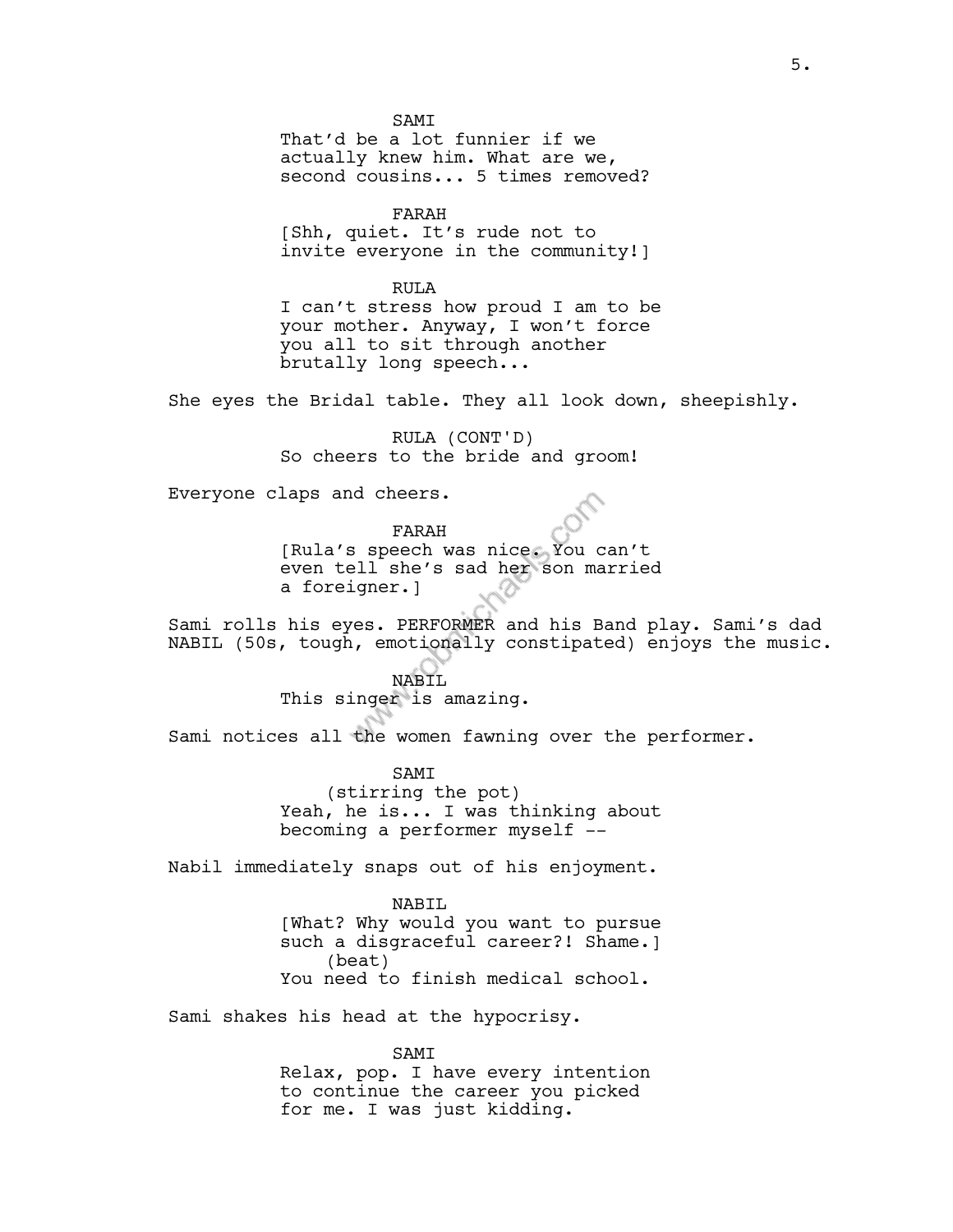SAMI
That'd be a lot funnier if we actually knew him. What are we, second cousins... 5 times removed?

FARAH
[Shh, quiet. It's rude not to invite everyone in the community!]

RULA
I can't stress how proud I am to be your mother. Anyway, I won't force you all to sit through another brutally long speech...

She eyes the Bridal table. They all look down, sheepishly.

RULA (CONT'D)
So cheers to the bride and groom!

Everyone claps and cheers.

FARAH
[Rula's speech was nice. You can't even tell she's sad her son married a foreigner.]

Sami rolls his eyes. PERFORMER and his Band play. Sami's dad NABIL (50s, tough, emotionally constipated) enjoys the music.

NABIL
This singer is amazing.

Sami notices all the women fawning over the performer.

SAMI
(stirring the pot)
Yeah, he is... I was thinking about becoming a performer myself --

Nabil immediately snaps out of his enjoyment.

NABIL
[What? Why would you want to pursue such a disgraceful career?! Shame.]
(beat)
You need to finish medical school.

Sami shakes his head at the hypocrisy.

SAMI
Relax, pop. I have every intention to continue the career you picked for me. I was just kidding.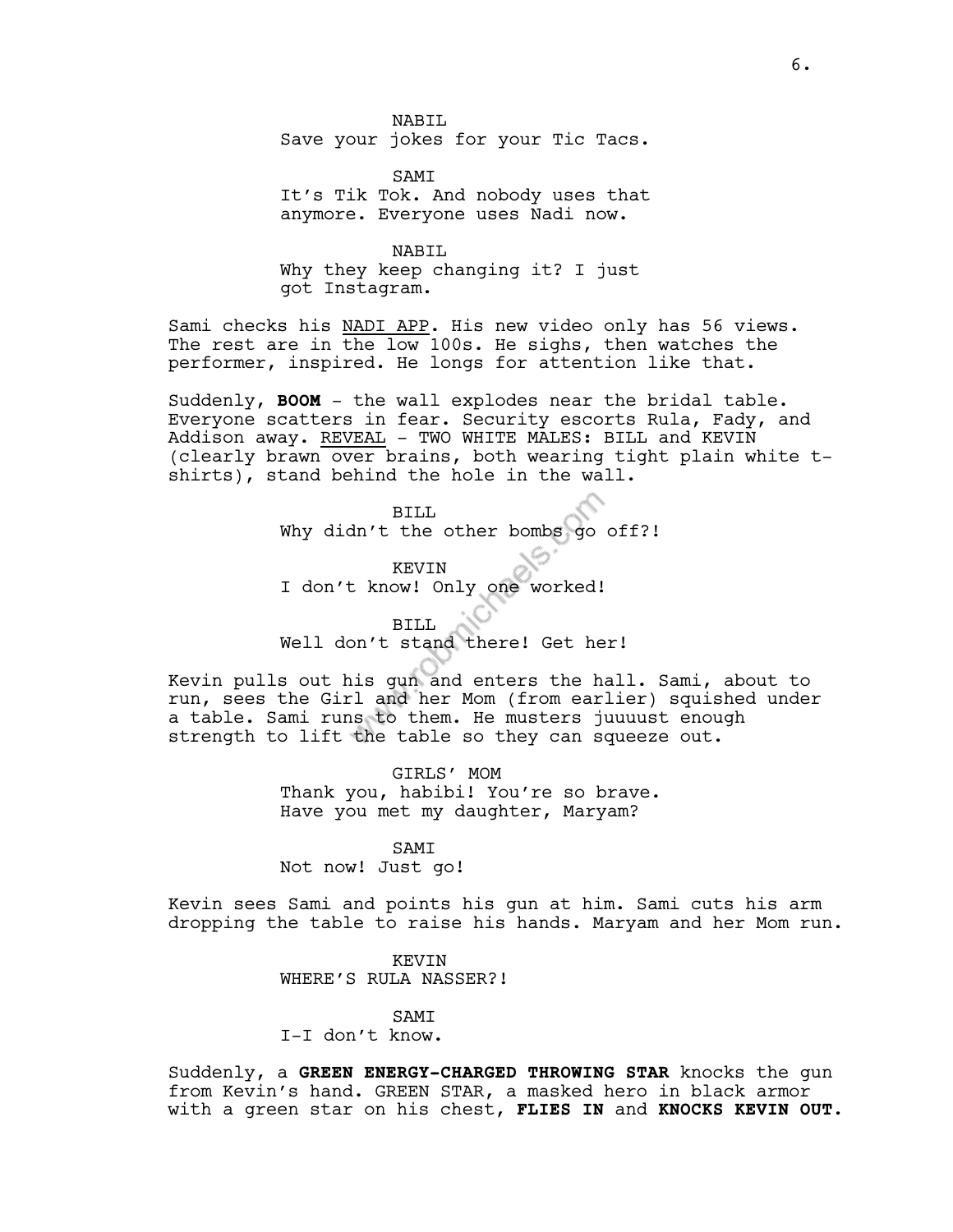NABIL
Save your jokes for your Tic Tacs.

SAMI
It's Tik Tok. And nobody uses that anymore. Everyone uses Nadi now.

NABIL
Why they keep changing it? I just got Instagram.

Sami checks his NADI APP. His new video only has 56 views. The rest are in the low 100s. He sighs, then watches the performer, inspired. He longs for attention like that.

Suddenly, **BOOM** - the wall explodes near the bridal table. Everyone scatters in fear. Security escorts Rula, Fady, and Addison away. REVEAL - TWO WHITE MALES: BILL and KEVIN (clearly brawn over brains, both wearing tight plain white t-shirts), stand behind the hole in the wall.

BILL
Why didn't the other bombs go off?!

KEVIN
I don't know! Only one worked!

BILL
Well don't stand there! Get her!

Kevin pulls out his gun and enters the hall. Sami, about to run, sees the Girl and her Mom (from earlier) squished under a table. Sami runs to them. He musters juuuust enough strength to lift the table so they can squeeze out.

GIRLS' MOM
Thank you, habibi! You're so brave. Have you met my daughter, Maryam?

SAMI
Not now! Just go!

Kevin sees Sami and points his gun at him. Sami cuts his arm dropping the table to raise his hands. Maryam and her Mom run.

KEVIN
WHERE'S RULA NASSER?!

SAMI
I-I don't know.

Suddenly, a **GREEN ENERGY-CHARGED THROWING STAR** knocks the gun from Kevin's hand. GREEN STAR, a masked hero in black armor with a green star on his chest, **FLIES IN** and **KNOCKS KEVIN OUT.**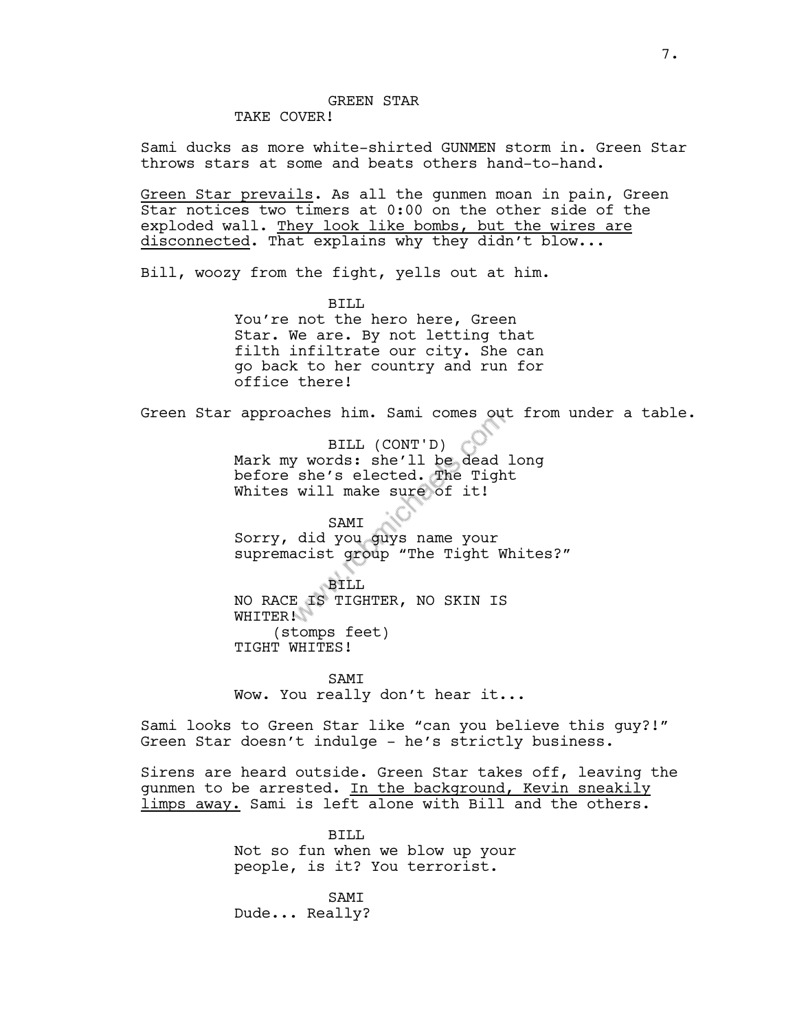GREEN STAR
TAKE COVER!

Sami ducks as more white-shirted GUNMEN storm in. Green Star throws stars at some and beats others hand-to-hand.

<u>Green Star prevails</u>. As all the gunmen moan in pain, Green Star notices two timers at 0:00 on the other side of the exploded wall. <u>They look like bombs, but the wires are disconnected</u>. That explains why they didn't blow...

Bill, woozy from the fight, yells out at him.

BILL
You're not the hero here, Green Star. We are. By not letting that filth infiltrate our city. She can go back to her country and run for office there!

Green Star approaches him. Sami comes out from under a table.

BILL (CONT'D)
Mark my words: she'll be dead long before she's elected. The Tight Whites will make sure of it!

SAMI
Sorry, did you guys name your supremacist group "The Tight Whites?"

BILL
NO RACE IS TIGHTER, NO SKIN IS WHITER!
(stomps feet)
TIGHT WHITES!

SAMI
Wow. You really don't hear it...

Sami looks to Green Star like "can you believe this guy?!" Green Star doesn't indulge - he's strictly business.

Sirens are heard outside. Green Star takes off, leaving the gunmen to be arrested. <u>In the background, Kevin sneakily limps away.</u> Sami is left alone with Bill and the others.

BILL
Not so fun when we blow up your people, is it? You terrorist.

SAMI
Dude... Really?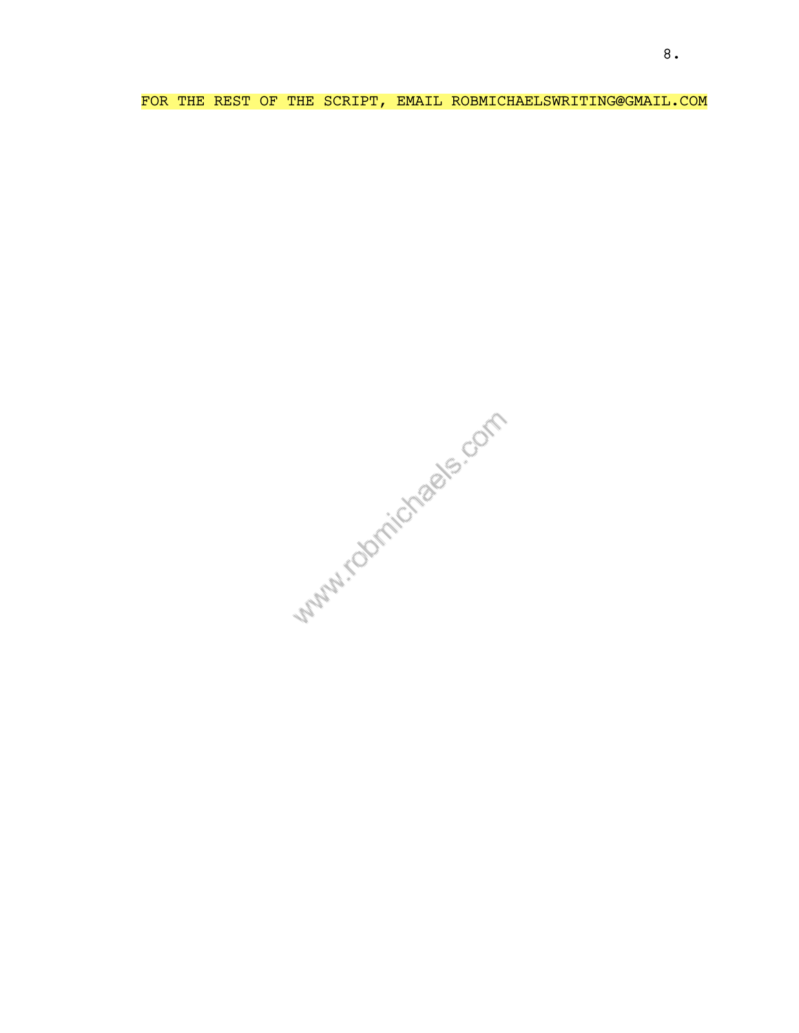FOR THE REST OF THE SCRIPT, EMAIL ROBMICHAELSWRITING@GMAIL.COM

www.robmichaels.com